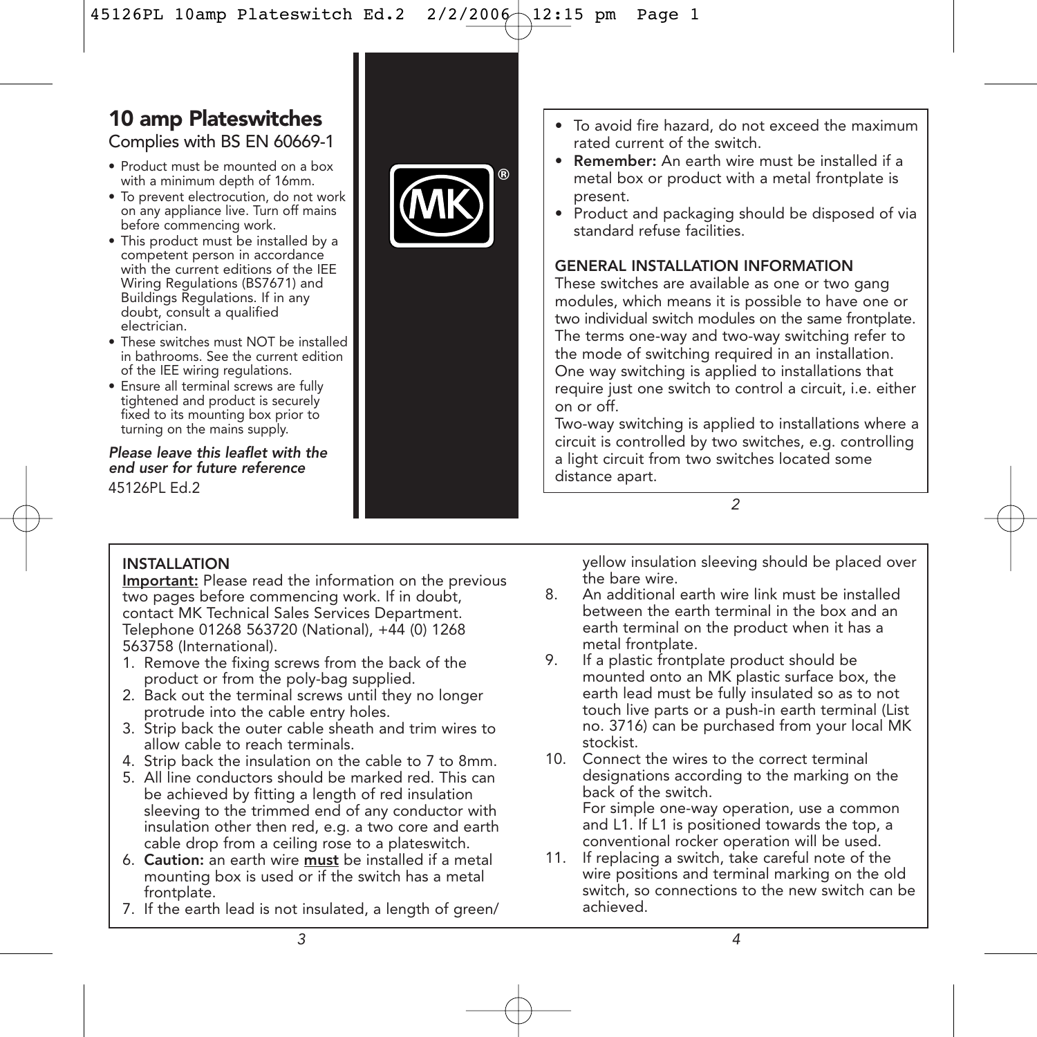# 10 amp Plateswitches

Complies with BS EN 60669-1

- Product must be mounted on a box with a minimum depth of 16mm.
- To prevent electrocution, do not work on any appliance live. Turn off mains before commencing work.
- This product must be installed by a competent person in accordance with the current editions of the IEE Wiring Regulations (BS7671) and Buildings Regulations. If in any doubt, consult a qualified electrician.
- These switches must NOT be installed in bathrooms. See the current edition of the IEE wiring regulations.
- Ensure all terminal screws are fully tightened and product is securely fixed to its mounting box prior to turning on the mains supply.

***Please leave this leaflet with the end user for future reference***

45126PL Ed.2

- To avoid fire hazard, do not exceed the maximum rated current of the switch.
- **Remember:** An earth wire must be installed if a metal box or product with a metal frontplate is present.
- Product and packaging should be disposed of via standard refuse facilities.

## GENERAL INSTALLATION INFORMATION

These switches are available as one or two gang modules, which means it is possible to have one or two individual switch modules on the same frontplate.
The terms one-way and two-way switching refer to the mode of switching required in an installation.
One way switching is applied to installations that require just one switch to control a circuit, i.e. either on or off.
Two-way switching is applied to installations where a circuit is controlled by two switches, e.g. controlling a light circuit from two switches located some distance apart.

## INSTALLATION

**Important:** Please read the information on the previous two pages before commencing work. If in doubt, contact MK Technical Sales Services Department. Telephone 01268 563720 (National), +44 (0) 1268 563758 (International).

1. Remove the fixing screws from the back of the product or from the poly-bag supplied.
2. Back out the terminal screws until they no longer protrude into the cable entry holes.
3. Strip back the outer cable sheath and trim wires to allow cable to reach terminals.
4. Strip back the insulation on the cable to 7 to 8mm.
5. All line conductors should be marked red. This can be achieved by fitting a length of red insulation sleeving to the trimmed end of any conductor with insulation other then red, e.g. a two core and earth cable drop from a ceiling rose to a plateswitch.
6. **Caution:** an earth wire **must** be installed if a metal mounting box is used or if the switch has a metal frontplate.
7. If the earth lead is not insulated, a length of green/yellow insulation sleeving should be placed over the bare wire.
8. An additional earth wire link must be installed between the earth terminal in the box and an earth terminal on the product when it has a metal frontplate.
9. If a plastic frontplate product should be mounted onto an MK plastic surface box, the earth lead must be fully insulated so as to not touch live parts or a push-in earth terminal (List no. 3716) can be purchased from your local MK stockist.
10. Connect the wires to the correct terminal designations according to the marking on the back of the switch.
    For simple one-way operation, use a common and L1. If L1 is positioned towards the top, a conventional rocker operation will be used.
11. If replacing a switch, take careful note of the wire positions and terminal marking on the old switch, so connections to the new switch can be achieved.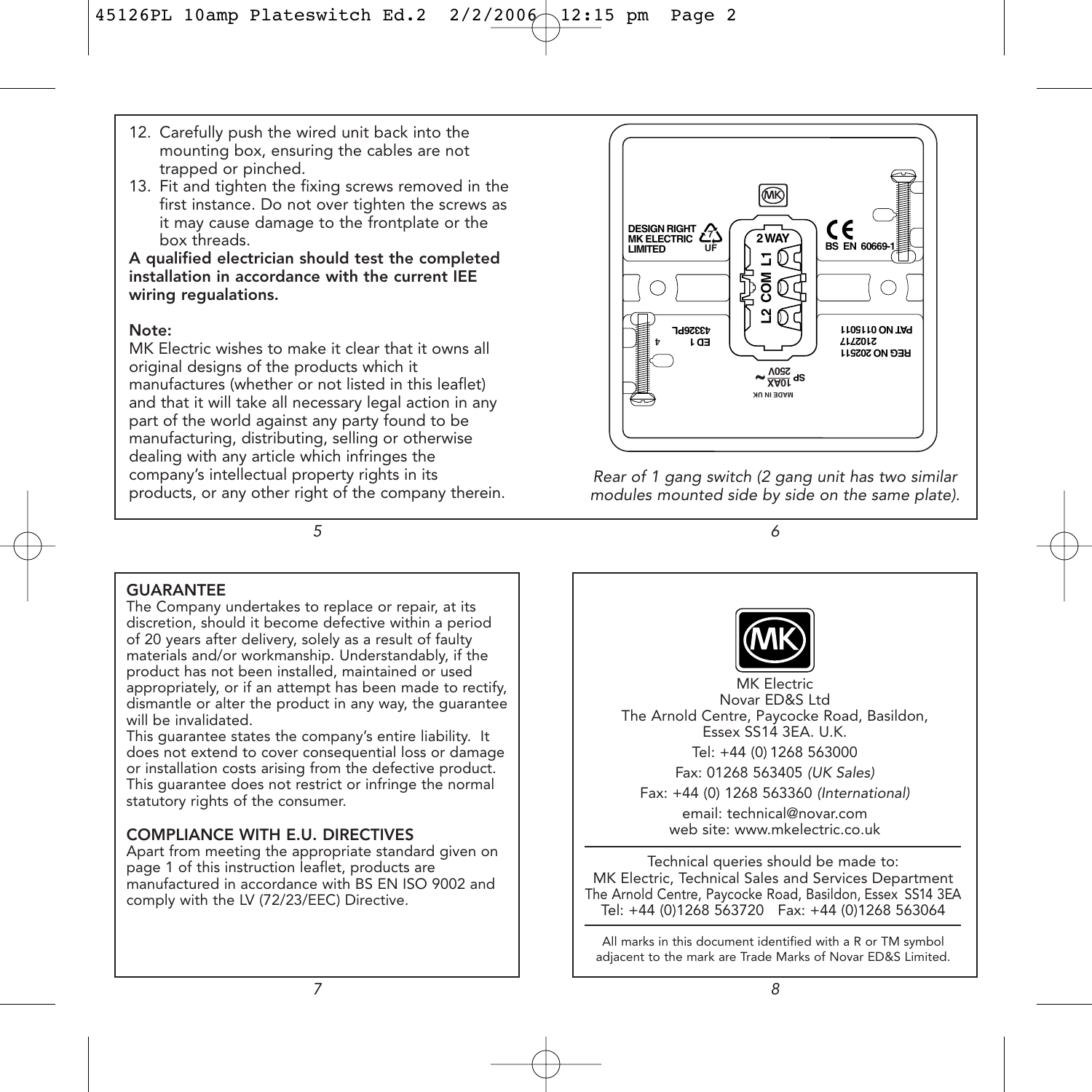12. Carefully push the wired unit back into the mounting box, ensuring the cables are not trapped or pinched.
13. Fit and tighten the fixing screws removed in the first instance. Do not over tighten the screws as it may cause damage to the frontplate or the box threads.

**A qualified electrician should test the completed installation in accordance with the current IEE wiring regualations.**

**Note:**
MK Electric wishes to make it clear that it owns all original designs of the products which it manufactures (whether or not listed in this leaflet) and that it will take all necessary legal action in any part of the world against any party found to be manufacturing, distributing, selling or otherwise dealing with any article which infringes the company's intellectual property rights in its products, or any other right of the company therein.

MK
DESIGN RIGHT MK ELECTRIC LIMITED
UF
2 WAY
L2 COM L1
CE BS EN 60669-1
43326PL
ED 1
4
PAT NO 0115011
2102717
REG NO 202511
250V
10AX
SP
MADE IN UK

*Rear of 1 gang switch (2 gang unit has two similar modules mounted side by side on the same plate).*

## GUARANTEE

The Company undertakes to replace or repair, at its discretion, should it become defective within a period of 20 years after delivery, solely as a result of faulty materials and/or workmanship. Understandably, if the product has not been installed, maintained or used appropriately, or if an attempt has been made to rectify, dismantle or alter the product in any way, the guarantee will be invalidated.
This guarantee states the company's entire liability. It does not extend to cover consequential loss or damage or installation costs arising from the defective product. This guarantee does not restrict or infringe the normal statutory rights of the consumer.

## COMPLIANCE WITH E.U. DIRECTIVES

Apart from meeting the appropriate standard given on page 1 of this instruction leaflet, products are manufactured in accordance with BS EN ISO 9002 and comply with the LV (72/23/EEC) Directive.

MK

MK Electric
Novar ED&S Ltd
The Arnold Centre, Paycocke Road, Basildon, Essex SS14 3EA. U.K.
Tel: +44 (0) 1268 563000
Fax: 01268 563405 *(UK Sales)*
Fax: +44 (0) 1268 563360 *(International)*
email: technical@novar.com
web site: www.mkelectric.co.uk

Technical queries should be made to:
MK Electric, Technical Sales and Services Department
The Arnold Centre, Paycocke Road, Basildon, Essex SS14 3EA
Tel: +44 (0)1268 563720 Fax: +44 (0)1268 563064

All marks in this document identified with a R or TM symbol adjacent to the mark are Trade Marks of Novar ED&S Limited.